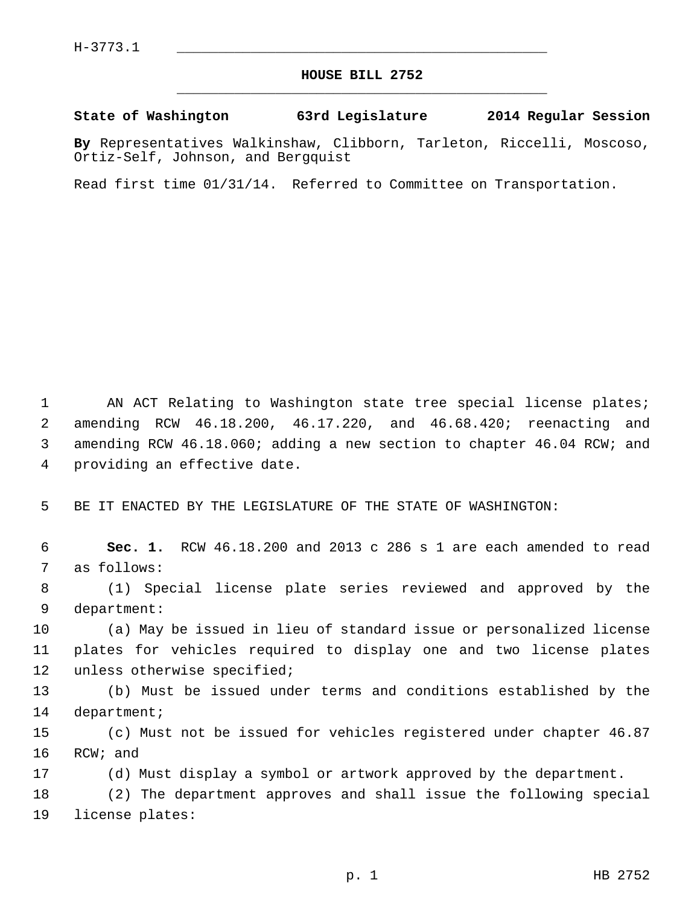H-3773.1

# HOUSE BILL 2752

**State of Washington 63rd Legislature 2014 Regular Session**

**By** Representatives Walkinshaw, Clibborn, Tarleton, Riccelli, Moscoso, Ortiz-Self, Johnson, and Bergquist

Read first time 01/31/14. Referred to Committee on Transportation.

AN ACT Relating to Washington state tree special license plates; amending RCW 46.18.200, 46.17.220, and 46.68.420; reenacting and amending RCW 46.18.060; adding a new section to chapter 46.04 RCW; and providing an effective date.

BE IT ENACTED BY THE LEGISLATURE OF THE STATE OF WASHINGTON:

**Sec. 1.** RCW 46.18.200 and 2013 c 286 s 1 are each amended to read as follows:

(1) Special license plate series reviewed and approved by the department:

(a) May be issued in lieu of standard issue or personalized license plates for vehicles required to display one and two license plates unless otherwise specified;

(b) Must be issued under terms and conditions established by the department;

(c) Must not be issued for vehicles registered under chapter 46.87 RCW; and

(d) Must display a symbol or artwork approved by the department.

(2) The department approves and shall issue the following special license plates: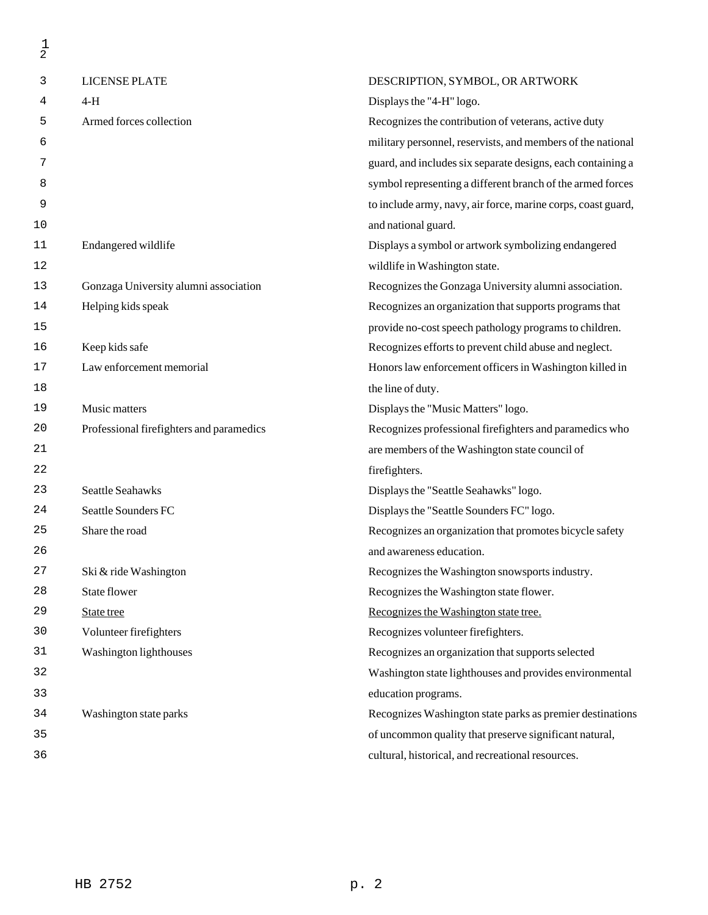| LICENSE PLATE | DESCRIPTION, SYMBOL, OR ARTWORK |
|---|---|
| 4-H | Displays the "4-H" logo. |
| Armed forces collection | Recognizes the contribution of veterans, active duty military personnel, reservists, and members of the national guard, and includes six separate designs, each containing a symbol representing a different branch of the armed forces to include army, navy, air force, marine corps, coast guard, and national guard. |
| Endangered wildlife | Displays a symbol or artwork symbolizing endangered wildlife in Washington state. |
| Gonzaga University alumni association | Recognizes the Gonzaga University alumni association. |
| Helping kids speak | Recognizes an organization that supports programs that provide no-cost speech pathology programs to children. |
| Keep kids safe | Recognizes efforts to prevent child abuse and neglect. |
| Law enforcement memorial | Honors law enforcement officers in Washington killed in the line of duty. |
| Music matters | Displays the "Music Matters" logo. |
| Professional firefighters and paramedics | Recognizes professional firefighters and paramedics who are members of the Washington state council of firefighters. |
| Seattle Seahawks | Displays the "Seattle Seahawks" logo. |
| Seattle Sounders FC | Displays the "Seattle Sounders FC" logo. |
| Share the road | Recognizes an organization that promotes bicycle safety and awareness education. |
| Ski & ride Washington | Recognizes the Washington snowsports industry. |
| State flower | Recognizes the Washington state flower. |
| <u>State tree</u> | <u>Recognizes the Washington state tree.</u> |
| Volunteer firefighters | Recognizes volunteer firefighters. |
| Washington lighthouses | Recognizes an organization that supports selected Washington state lighthouses and provides environmental education programs. |
| Washington state parks | Recognizes Washington state parks as premier destinations of uncommon quality that preserve significant natural, cultural, historical, and recreational resources. |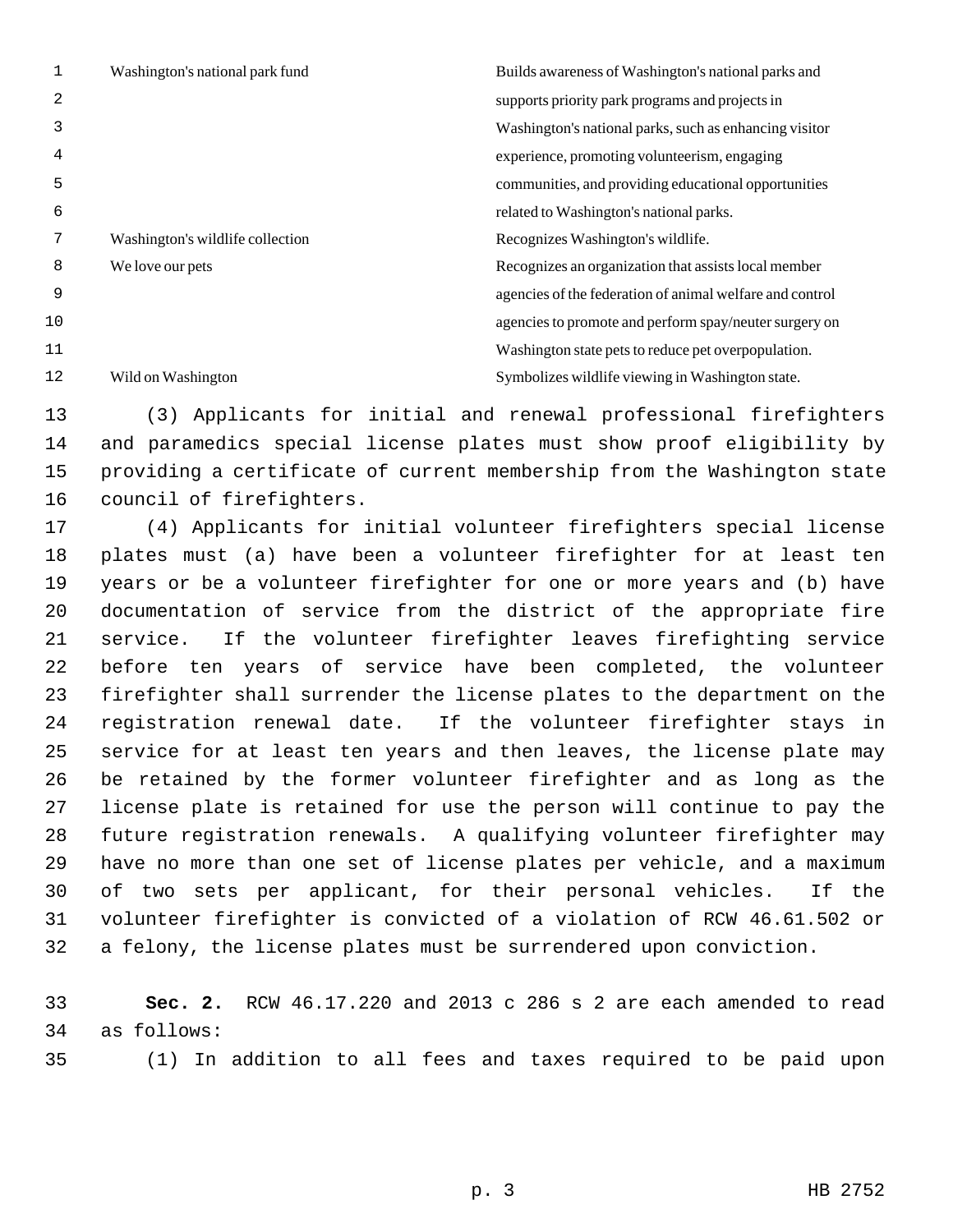| | |
|---|---|
| Washington's national park fund | Builds awareness of Washington's national parks and supports priority park programs and projects in Washington's national parks, such as enhancing visitor experience, promoting volunteerism, engaging communities, and providing educational opportunities related to Washington's national parks. |
| Washington's wildlife collection | Recognizes Washington's wildlife. |
| We love our pets | Recognizes an organization that assists local member agencies of the federation of animal welfare and control agencies to promote and perform spay/neuter surgery on Washington state pets to reduce pet overpopulation. |
| Wild on Washington | Symbolizes wildlife viewing in Washington state. |

(3) Applicants for initial and renewal professional firefighters and paramedics special license plates must show proof eligibility by providing a certificate of current membership from the Washington state council of firefighters.

(4) Applicants for initial volunteer firefighters special license plates must (a) have been a volunteer firefighter for at least ten years or be a volunteer firefighter for one or more years and (b) have documentation of service from the district of the appropriate fire service. If the volunteer firefighter leaves firefighting service before ten years of service have been completed, the volunteer firefighter shall surrender the license plates to the department on the registration renewal date. If the volunteer firefighter stays in service for at least ten years and then leaves, the license plate may be retained by the former volunteer firefighter and as long as the license plate is retained for use the person will continue to pay the future registration renewals. A qualifying volunteer firefighter may have no more than one set of license plates per vehicle, and a maximum of two sets per applicant, for their personal vehicles. If the volunteer firefighter is convicted of a violation of RCW 46.61.502 or a felony, the license plates must be surrendered upon conviction.

**Sec. 2.** RCW 46.17.220 and 2013 c 286 s 2 are each amended to read as follows:

(1) In addition to all fees and taxes required to be paid upon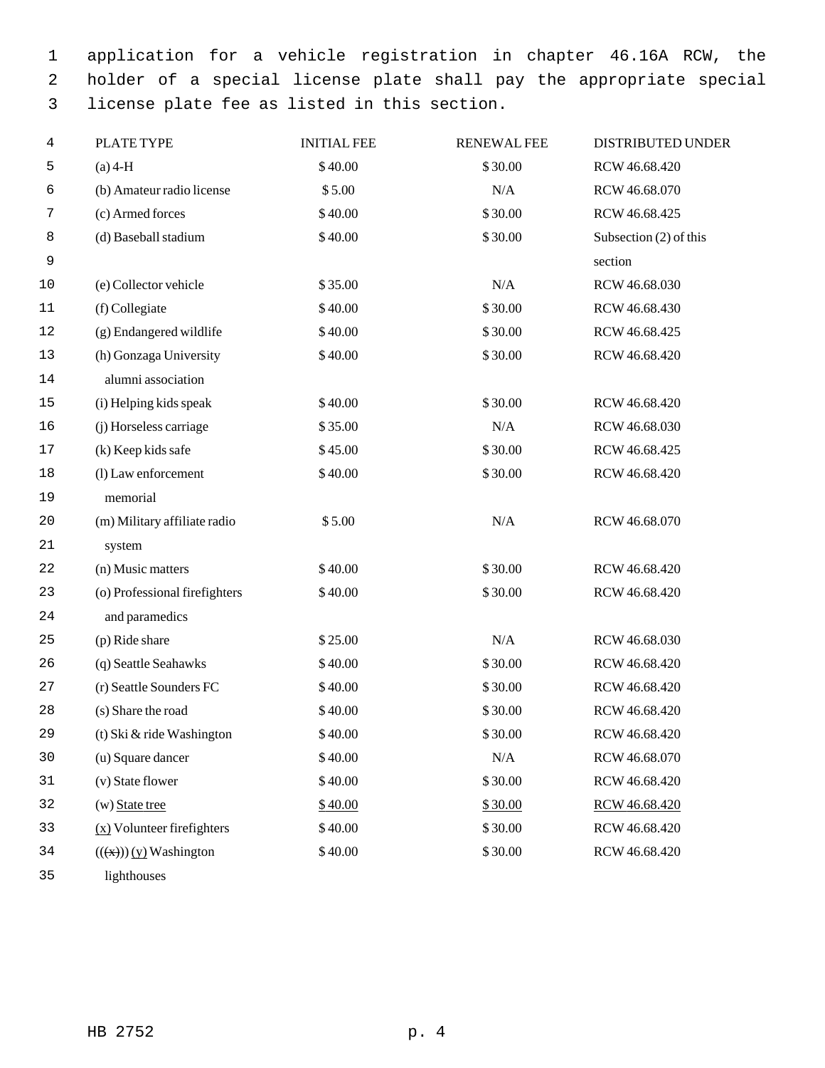application for a vehicle registration in chapter 46.16A RCW, the holder of a special license plate shall pay the appropriate special license plate fee as listed in this section.

| PLATE TYPE | INITIAL FEE | RENEWAL FEE | DISTRIBUTED UNDER |
|---|---|---|---|
| (a) 4-H | $ 40.00 | $ 30.00 | RCW 46.68.420 |
| (b) Amateur radio license | $ 5.00 | N/A | RCW 46.68.070 |
| (c) Armed forces | $ 40.00 | $ 30.00 | RCW 46.68.425 |
| (d) Baseball stadium | $ 40.00 | $ 30.00 | Subsection (2) of this section |
| (e) Collector vehicle | $ 35.00 | N/A | RCW 46.68.030 |
| (f) Collegiate | $ 40.00 | $ 30.00 | RCW 46.68.430 |
| (g) Endangered wildlife | $ 40.00 | $ 30.00 | RCW 46.68.425 |
| (h) Gonzaga University alumni association | $ 40.00 | $ 30.00 | RCW 46.68.420 |
| (i) Helping kids speak | $ 40.00 | $ 30.00 | RCW 46.68.420 |
| (j) Horseless carriage | $ 35.00 | N/A | RCW 46.68.030 |
| (k) Keep kids safe | $ 45.00 | $ 30.00 | RCW 46.68.425 |
| (l) Law enforcement memorial | $ 40.00 | $ 30.00 | RCW 46.68.420 |
| (m) Military affiliate radio system | $ 5.00 | N/A | RCW 46.68.070 |
| (n) Music matters | $ 40.00 | $ 30.00 | RCW 46.68.420 |
| (o) Professional firefighters and paramedics | $ 40.00 | $ 30.00 | RCW 46.68.420 |
| (p) Ride share | $ 25.00 | N/A | RCW 46.68.030 |
| (q) Seattle Seahawks | $ 40.00 | $ 30.00 | RCW 46.68.420 |
| (r) Seattle Sounders FC | $ 40.00 | $ 30.00 | RCW 46.68.420 |
| (s) Share the road | $ 40.00 | $ 30.00 | RCW 46.68.420 |
| (t) Ski & ride Washington | $ 40.00 | $ 30.00 | RCW 46.68.420 |
| (u) Square dancer | $ 40.00 | N/A | RCW 46.68.070 |
| (v) State flower | $ 40.00 | $ 30.00 | RCW 46.68.420 |
| (w) State tree | $ 40.00 | $ 30.00 | RCW 46.68.420 |
| (x) Volunteer firefighters | $ 40.00 | $ 30.00 | RCW 46.68.420 |
| (((x))) (y) Washington lighthouses | $ 40.00 | $ 30.00 | RCW 46.68.420 |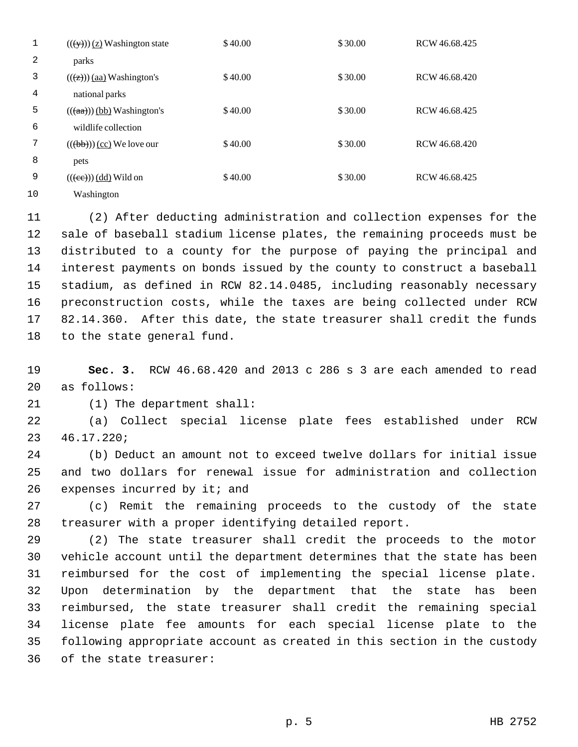| | | | |
|---|---|---|---|
| (((y))) (z) Washington state parks | $ 40.00 | $ 30.00 | RCW 46.68.425 |
| (((z))) (aa) Washington's national parks | $ 40.00 | $ 30.00 | RCW 46.68.420 |
| (((aa))) (bb) Washington's wildlife collection | $ 40.00 | $ 30.00 | RCW 46.68.425 |
| (((bb))) (cc) We love our pets | $ 40.00 | $ 30.00 | RCW 46.68.420 |
| (((cc))) (dd) Wild on Washington | $ 40.00 | $ 30.00 | RCW 46.68.425 |

(2) After deducting administration and collection expenses for the sale of baseball stadium license plates, the remaining proceeds must be distributed to a county for the purpose of paying the principal and interest payments on bonds issued by the county to construct a baseball stadium, as defined in RCW 82.14.0485, including reasonably necessary preconstruction costs, while the taxes are being collected under RCW 82.14.360. After this date, the state treasurer shall credit the funds to the state general fund.

**Sec. 3.** RCW 46.68.420 and 2013 c 286 s 3 are each amended to read as follows:

(1) The department shall:

(a) Collect special license plate fees established under RCW 46.17.220;

(b) Deduct an amount not to exceed twelve dollars for initial issue and two dollars for renewal issue for administration and collection expenses incurred by it; and

(c) Remit the remaining proceeds to the custody of the state treasurer with a proper identifying detailed report.

(2) The state treasurer shall credit the proceeds to the motor vehicle account until the department determines that the state has been reimbursed for the cost of implementing the special license plate. Upon determination by the department that the state has been reimbursed, the state treasurer shall credit the remaining special license plate fee amounts for each special license plate to the following appropriate account as created in this section in the custody of the state treasurer: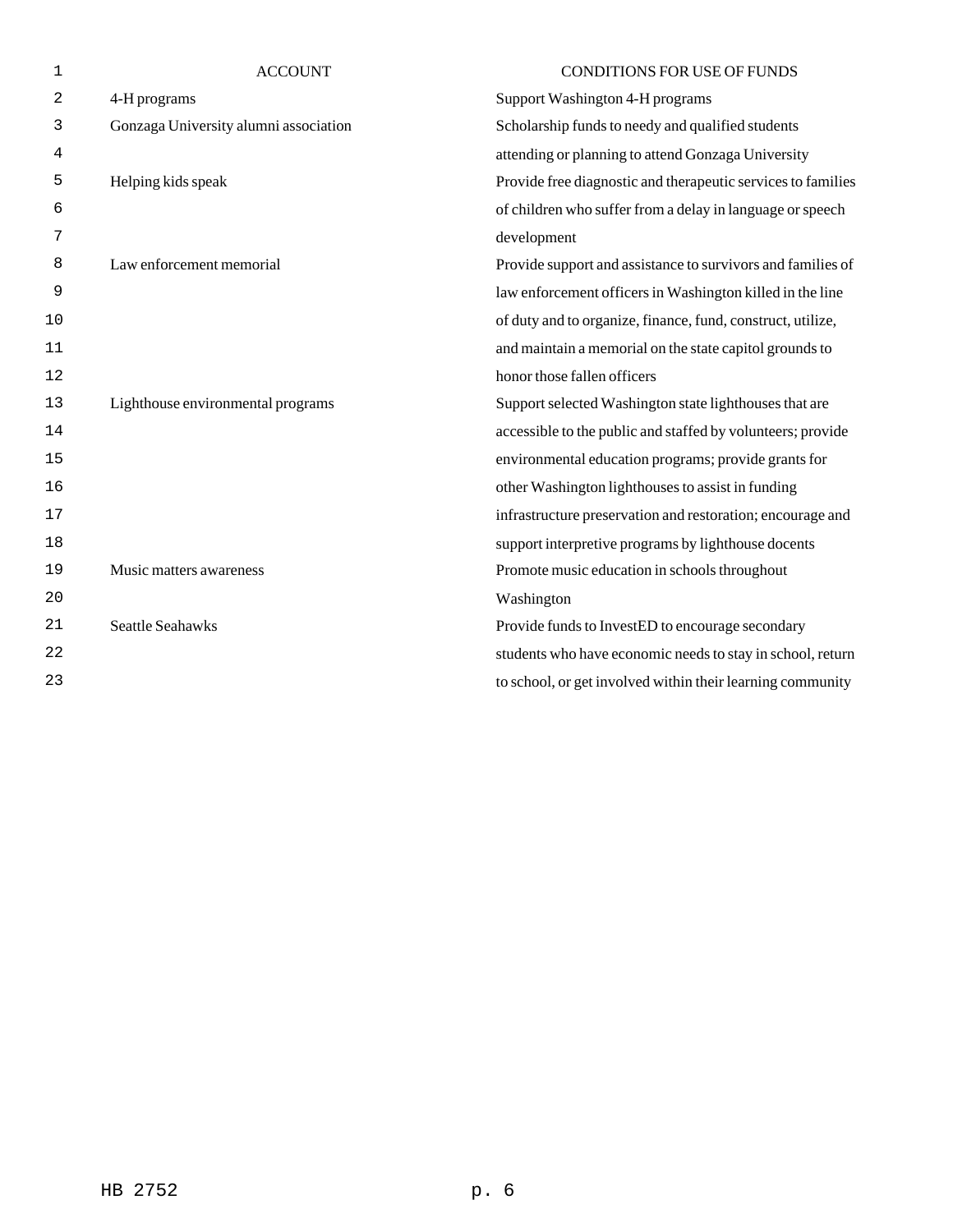| ACCOUNT | CONDITIONS FOR USE OF FUNDS |
| --- | --- |
| 4-H programs | Support Washington 4-H programs |
| Gonzaga University alumni association | Scholarship funds to needy and qualified students attending or planning to attend Gonzaga University |
| Helping kids speak | Provide free diagnostic and therapeutic services to families of children who suffer from a delay in language or speech development |
| Law enforcement memorial | Provide support and assistance to survivors and families of law enforcement officers in Washington killed in the line of duty and to organize, finance, fund, construct, utilize, and maintain a memorial on the state capitol grounds to honor those fallen officers |
| Lighthouse environmental programs | Support selected Washington state lighthouses that are accessible to the public and staffed by volunteers; provide environmental education programs; provide grants for other Washington lighthouses to assist in funding infrastructure preservation and restoration; encourage and support interpretive programs by lighthouse docents |
| Music matters awareness | Promote music education in schools throughout Washington |
| Seattle Seahawks | Provide funds to InvestED to encourage secondary students who have economic needs to stay in school, return to school, or get involved within their learning community |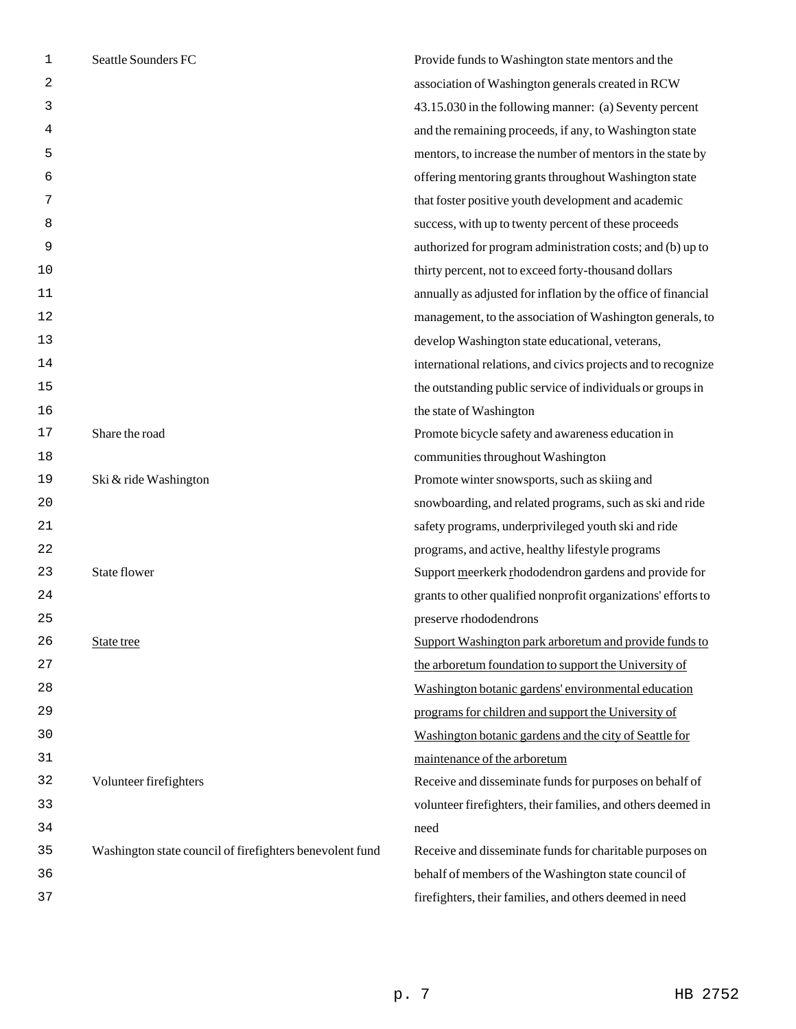| | |
|---|---|
| Seattle Sounders FC | Provide funds to Washington state mentors and the association of Washington generals created in RCW 43.15.030 in the following manner: (a) Seventy percent and the remaining proceeds, if any, to Washington state mentors, to increase the number of mentors in the state by offering mentoring grants throughout Washington state that foster positive youth development and academic success, with up to twenty percent of these proceeds authorized for program administration costs; and (b) up to thirty percent, not to exceed forty-thousand dollars annually as adjusted for inflation by the office of financial management, to the association of Washington generals, to develop Washington state educational, veterans, international relations, and civics projects and to recognize the outstanding public service of individuals or groups in the state of Washington |
| Share the road | Promote bicycle safety and awareness education in communities throughout Washington |
| Ski & ride Washington | Promote winter snowsports, such as skiing and snowboarding, and related programs, such as ski and ride safety programs, underprivileged youth ski and ride programs, and active, healthy lifestyle programs |
| State flower | Support <u>m</u>eerkerk <u>r</u>hododendron gardens and provide for grants to other qualified nonprofit organizations' efforts to preserve rhododendrons |
| <u>State tree</u> | <u>Support Washington park arboretum and provide funds to the arboretum foundation to support the University of Washington botanic gardens' environmental education programs for children and support the University of Washington botanic gardens and the city of Seattle for maintenance of the arboretum</u> |
| Volunteer firefighters | Receive and disseminate funds for purposes on behalf of volunteer firefighters, their families, and others deemed in need |
| Washington state council of firefighters benevolent fund | Receive and disseminate funds for charitable purposes on behalf of members of the Washington state council of firefighters, their families, and others deemed in need |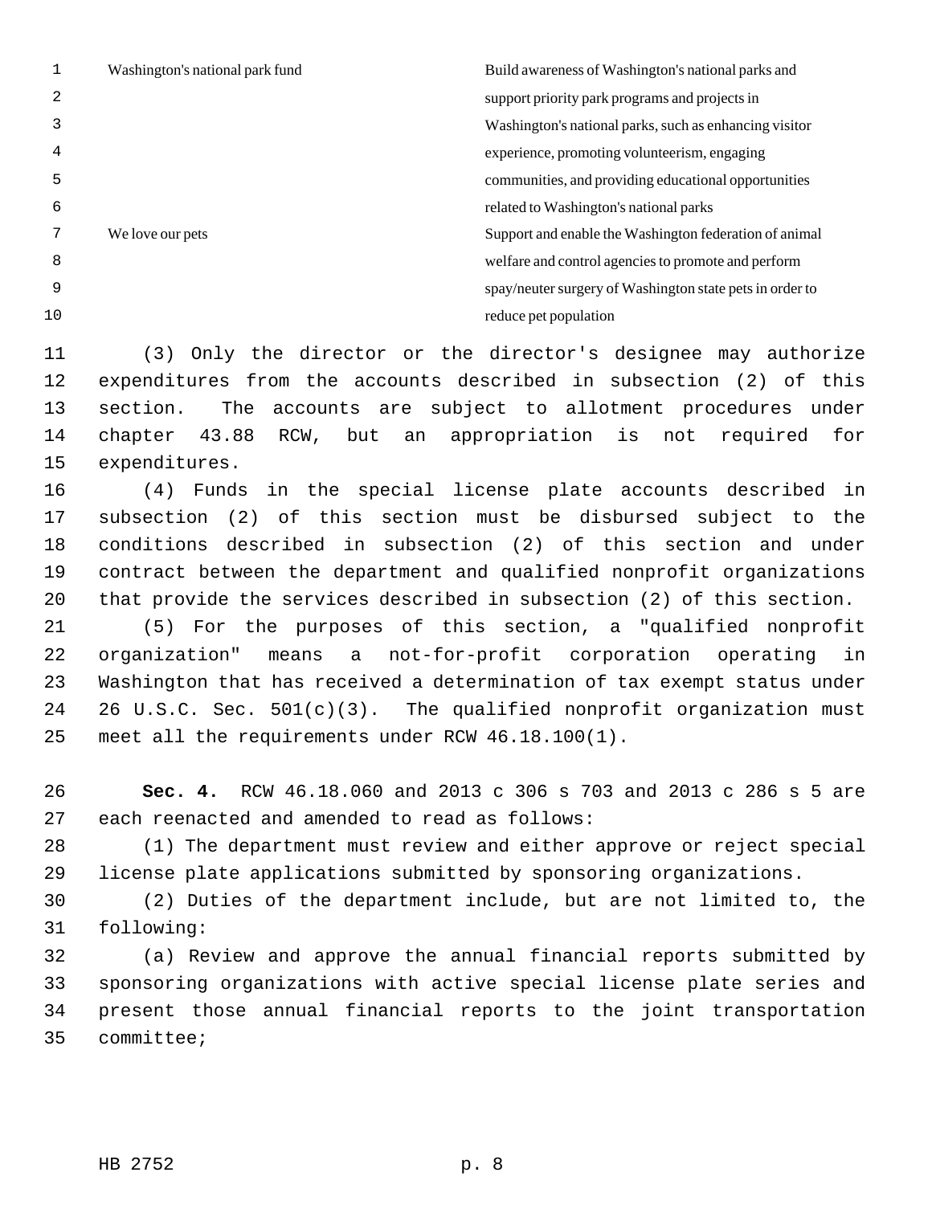| | |
|---|---|
| Washington's national park fund | Build awareness of Washington's national parks and support priority park programs and projects in Washington's national parks, such as enhancing visitor experience, promoting volunteerism, engaging communities, and providing educational opportunities related to Washington's national parks |
| We love our pets | Support and enable the Washington federation of animal welfare and control agencies to promote and perform spay/neuter surgery of Washington state pets in order to reduce pet population |

(3) Only the director or the director's designee may authorize expenditures from the accounts described in subsection (2) of this section. The accounts are subject to allotment procedures under chapter 43.88 RCW, but an appropriation is not required for expenditures.

(4) Funds in the special license plate accounts described in subsection (2) of this section must be disbursed subject to the conditions described in subsection (2) of this section and under contract between the department and qualified nonprofit organizations that provide the services described in subsection (2) of this section.

(5) For the purposes of this section, a "qualified nonprofit organization" means a not-for-profit corporation operating in Washington that has received a determination of tax exempt status under 26 U.S.C. Sec. 501(c)(3). The qualified nonprofit organization must meet all the requirements under RCW 46.18.100(1).

**Sec. 4.** RCW 46.18.060 and 2013 c 306 s 703 and 2013 c 286 s 5 are each reenacted and amended to read as follows:

(1) The department must review and either approve or reject special license plate applications submitted by sponsoring organizations.

(2) Duties of the department include, but are not limited to, the following:

(a) Review and approve the annual financial reports submitted by sponsoring organizations with active special license plate series and present those annual financial reports to the joint transportation committee;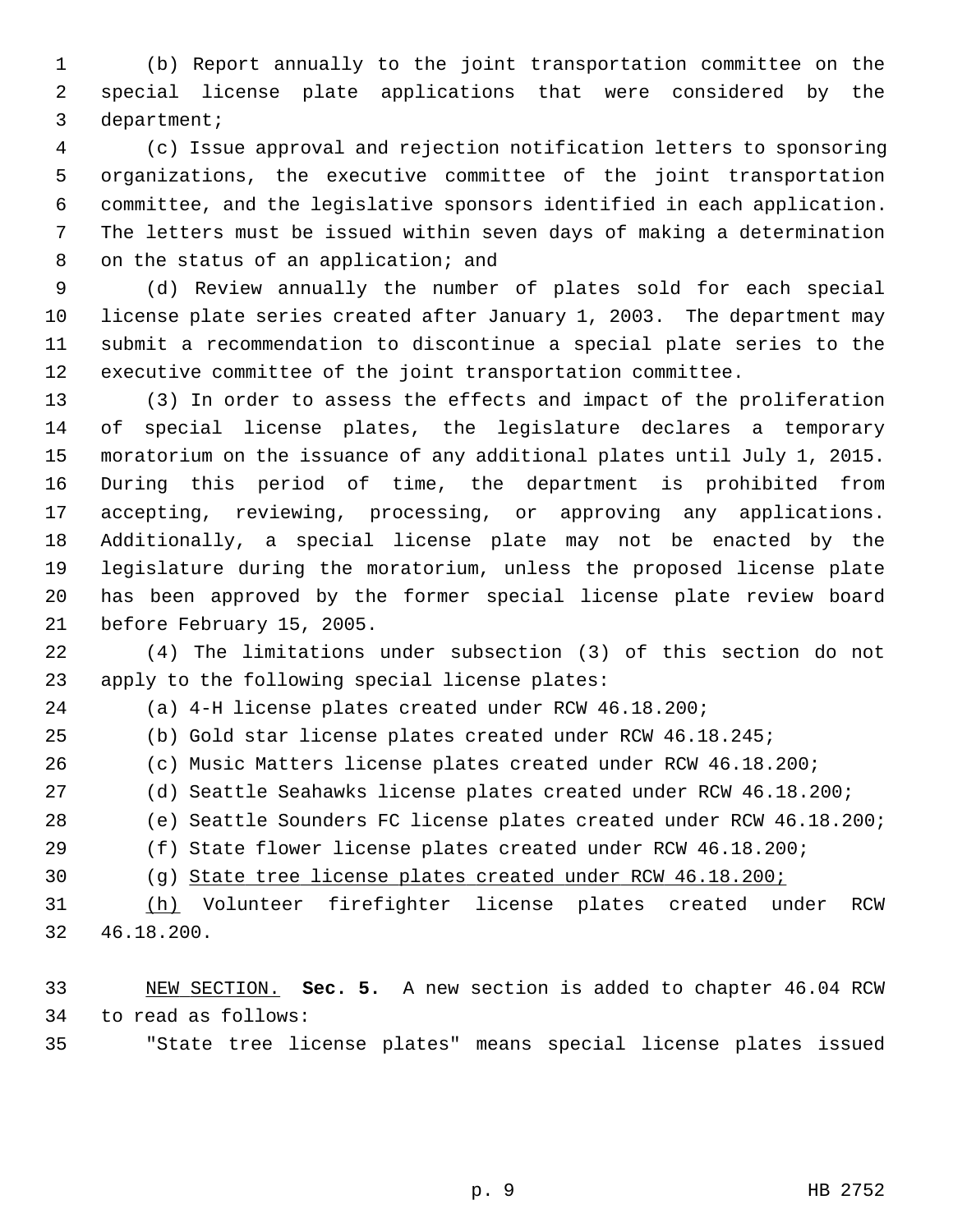(b) Report annually to the joint transportation committee on the special license plate applications that were considered by the department;

(c) Issue approval and rejection notification letters to sponsoring organizations, the executive committee of the joint transportation committee, and the legislative sponsors identified in each application. The letters must be issued within seven days of making a determination on the status of an application; and

(d) Review annually the number of plates sold for each special license plate series created after January 1, 2003. The department may submit a recommendation to discontinue a special plate series to the executive committee of the joint transportation committee.

(3) In order to assess the effects and impact of the proliferation of special license plates, the legislature declares a temporary moratorium on the issuance of any additional plates until July 1, 2015. During this period of time, the department is prohibited from accepting, reviewing, processing, or approving any applications. Additionally, a special license plate may not be enacted by the legislature during the moratorium, unless the proposed license plate has been approved by the former special license plate review board before February 15, 2005.

(4) The limitations under subsection (3) of this section do not apply to the following special license plates:

(a) 4-H license plates created under RCW 46.18.200;

(b) Gold star license plates created under RCW 46.18.245;

(c) Music Matters license plates created under RCW 46.18.200;

(d) Seattle Seahawks license plates created under RCW 46.18.200;

(e) Seattle Sounders FC license plates created under RCW 46.18.200;

(f) State flower license plates created under RCW 46.18.200;

(g) <u>State tree license plates created under RCW 46.18.200;</u>

<u>(h)</u> Volunteer firefighter license plates created under RCW 46.18.200.

<u>NEW SECTION.</u> **Sec. 5.** A new section is added to chapter 46.04 RCW to read as follows:

"State tree license plates" means special license plates issued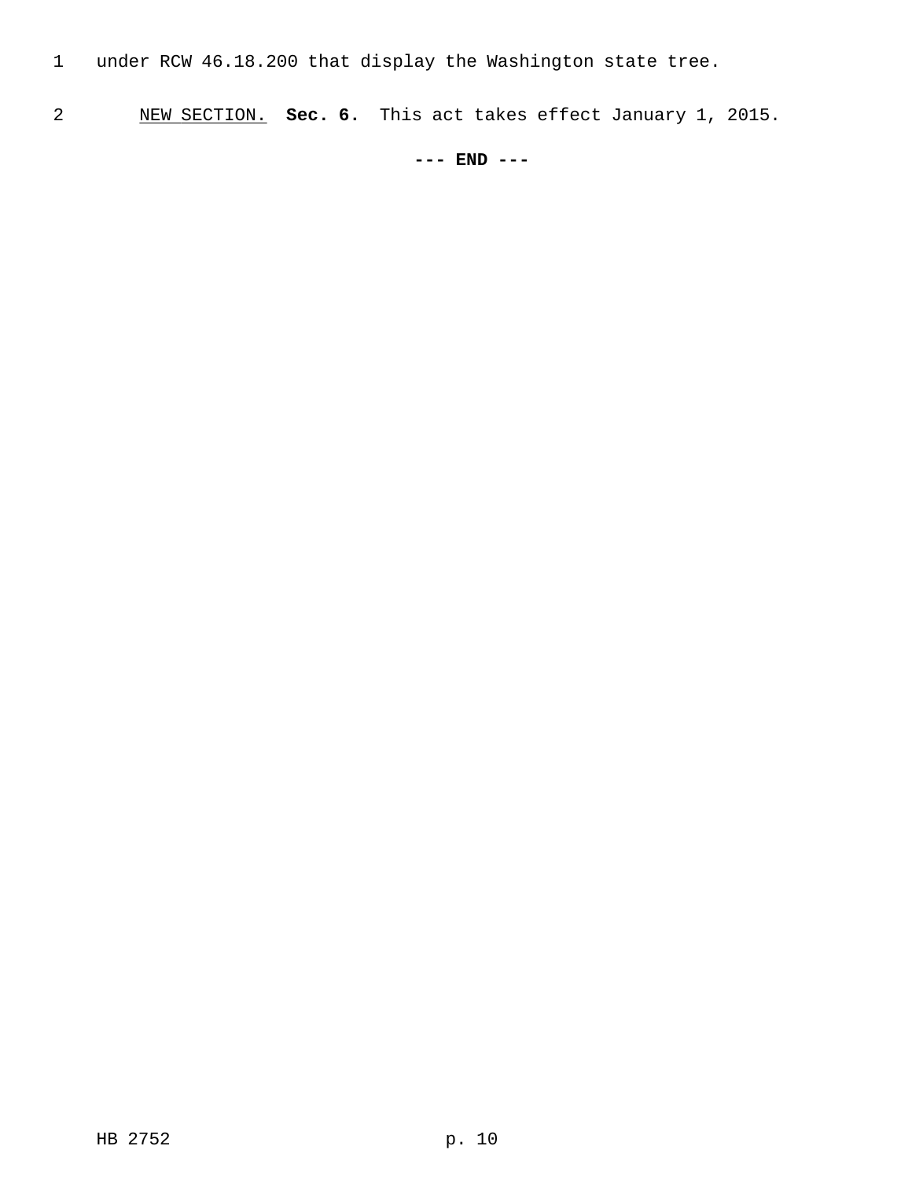under RCW 46.18.200 that display the Washington state tree.

NEW SECTION. **Sec. 6.** This act takes effect January 1, 2015.

**--- END ---**